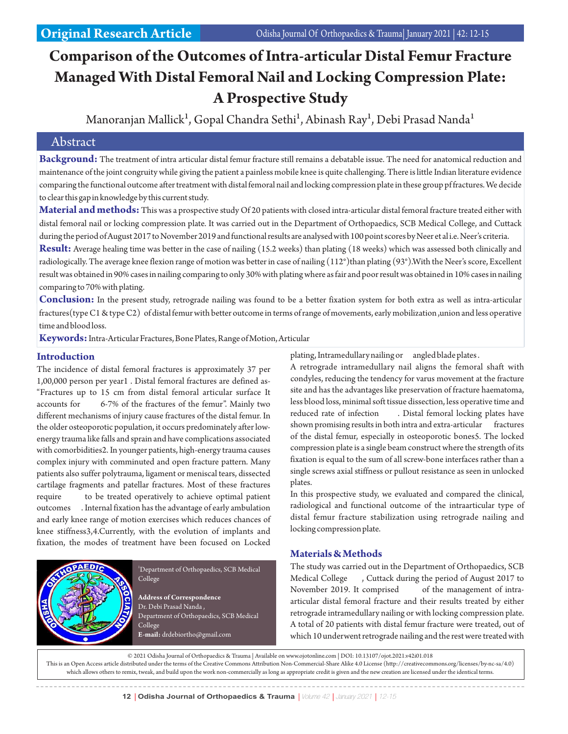Original Research Article

# Comparison of the Outcomes of Intra-articular Distal Femur Fracture Managed With Distal Femoral Nail and Locking Compression Plate: A Prospective Study

Manoranjan Mallick[1], Gopal Chandra Sethi[1], Abinash Ray[1], Debi Prasad Nanda[1]

## Abstract

**Background:** The treatment of intra articular distal femur fracture still remains a debatable issue. The need for anatomical reduction and maintenance of the joint congruity while giving the patient a painless mobile knee is quite challenging. There is little Indian literature evidence comparing the functional outcome after treatment with distal femoral nail and locking compression plate in these group pf fractures. We decide to clear this gap in knowledge by this current study.

**Material and methods:** This was a prospective study Of 20 patients with closed intra-articular distal femoral fracture treated either with distal femoral nail or locking compression plate. It was carried out in the Department of Orthopaedics, SCB Medical College, and Cuttack during the period of August 2017 to November 2019 and functional results are analysed with 100 point scores by Neer et al i.e. Neer's criteria.

**Result:** Average healing time was better in the case of nailing (15.2 weeks) than plating (18 weeks) which was assessed both clinically and radiologically. The average knee flexion range of motion was better in case of nailing (112°) than plating (93°).With the Neer's score, Excellent result was obtained in 90% cases in nailing comparing to only 30% with plating where as fair and poor result was obtained in 10% cases in nailing comparing to 70% with plating.

**Conclusion:** In the present study, retrograde nailing was found to be a better fixation system for both extra as well as intra-articular fractures(type C1 & type C2) of distal femur with better outcome in terms of range of movements, early mobilization ,union and less operative time and blood loss.

**Keywords:** Intra-Articular Fractures, Bone Plates, Range of Motion, Articular

## Introduction

The incidence of distal femoral fractures is approximately 37 per 1,00,000 person per year1 . Distal femoral fractures are defined as- "Fractures up to 15 cm from distal femoral articular surface It accounts for 6-7% of the fractures of the femur". Mainly two different mechanisms of injury cause fractures of the distal femur. In the older osteoporotic population, it occurs predominately after low-energy trauma like falls and sprain and have complications associated with comorbidities2. In younger patients, high-energy trauma causes complex injury with comminuted and open fracture pattern. Many patients also suffer polytrauma, ligament or meniscal tears, dissected cartilage fragments and patellar fractures. Most of these fractures require to be treated operatively to achieve optimal patient outcomes . Internal fixation has the advantage of early ambulation and early knee range of motion exercises which reduces chances of knee stiffness3,4.Currently, with the evolution of implants and fixation, the modes of treatment have been focused on Locked plating, Intramedullary nailing or angled blade plates .

A retrograde intramedullary nail aligns the femoral shaft with condyles, reducing the tendency for varus movement at the fracture site and has the advantages like preservation of fracture haematoma, less blood loss, minimal soft tissue dissection, less operative time and reduced rate of infection . Distal femoral locking plates have shown promising results in both intra and extra-articular fractures of the distal femur, especially in osteoporotic bones5. The locked compression plate is a single beam construct where the strength of its fixation is equal to the sum of all screw-bone interfaces rather than a single screws axial stiffness or pullout resistance as seen in unlocked plates.

In this prospective study, we evaluated and compared the clinical, radiological and functional outcome of the intraarticular type of distal femur fracture stabilization using retrograde nailing and locking compression plate.

## Materials & Methods

The study was carried out in the Department of Orthopaedics, SCB Medical College , Cuttack during the period of August 2017 to November 2019. It comprised of the management of intra-articular distal femoral fracture and their results treated by either retrograde intramedullary nailing or with locking compression plate. A total of 20 patients with distal femur fracture were treated, out of which 10 underwent retrograde nailing and the rest were treated with

[1]Department of Orthopaedics, SCB Medical College

**Address of Correspondence**
Dr. Debi Prasad Nanda ,
Department of Orthopaedics, SCB Medical College
**E-mail:** drdebiortho@gmail.com

© 2021 Odisha Journal of Orthopaedics & Trauma | Available on www.ojotonline.com | DOI: 10.13107/ojot.2021.v42i01.018
This is an Open Access article distributed under the terms of the Creative Commons Attribution Non-Commercial-Share Alike 4.0 License (http://creativecommons.org/licenses/by-nc-sa/4.0) which allows others to remix, tweak, and build upon the work non-commercially as long as appropriate credit is given and the new creation are licensed under the identical terms.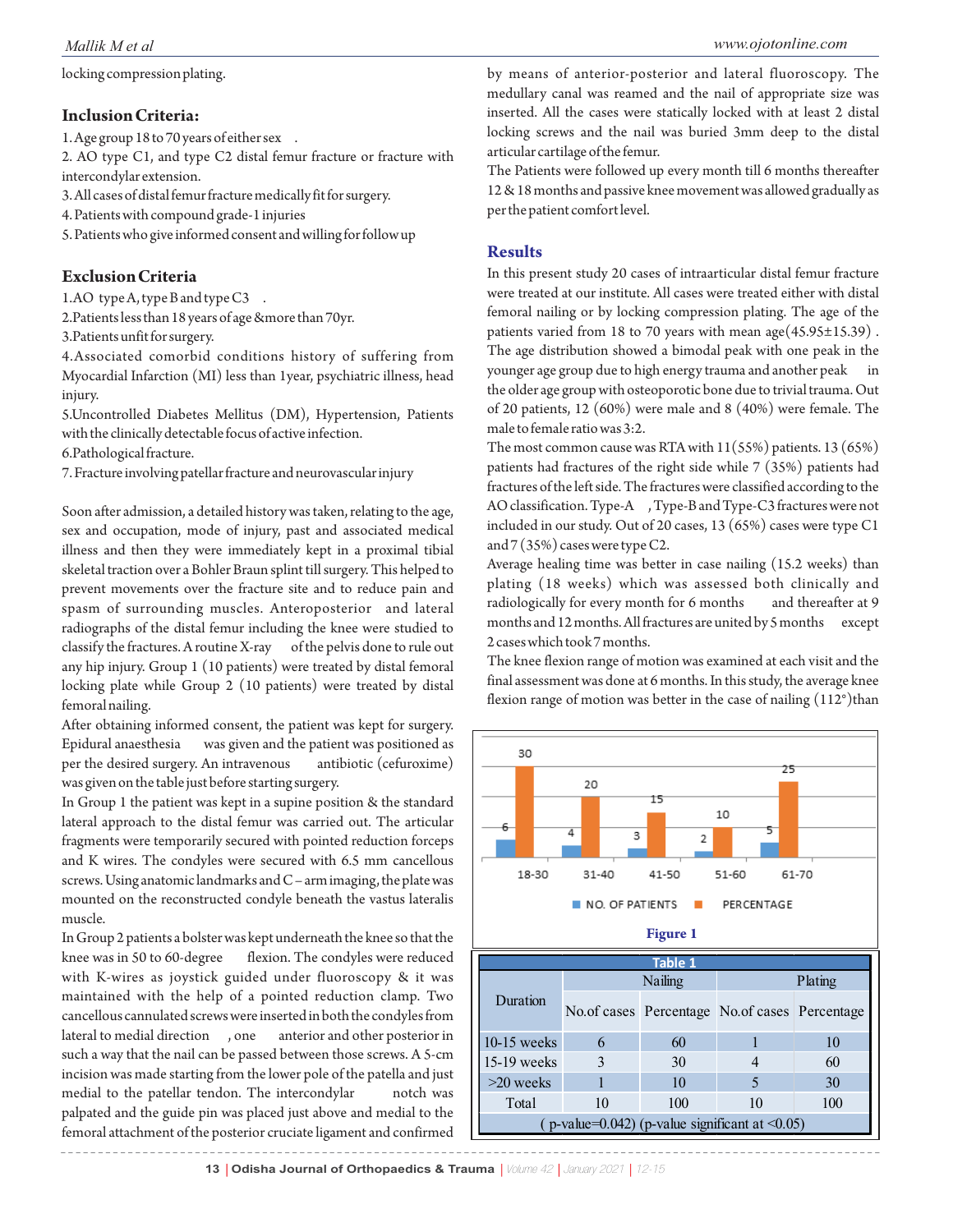locking compression plating.

## Inclusion Criteria:

1. Age group 18 to 70 years of either sex .
2. AO type C1, and type C2 distal femur fracture or fracture with intercondylar extension.
3. All cases of distal femur fracture medically fit for surgery.
4. Patients with compound grade-1 injuries
5. Patients who give informed consent and willing for follow up

## Exclusion Criteria

1. AO type A, type B and type C3 .
2. Patients less than 18 years of age &more than 70yr.
3. Patients unfit for surgery.
4. Associated comorbid conditions history of suffering from Myocardial Infarction (MI) less than 1year, psychiatric illness, head injury.
5. Uncontrolled Diabetes Mellitus (DM), Hypertension, Patients with the clinically detectable focus of active infection.
6. Pathological fracture.
7. Fracture involving patellar fracture and neurovascular injury

Soon after admission, a detailed history was taken, relating to the age, sex and occupation, mode of injury, past and associated medical illness and then they were immediately kept in a proximal tibial skeletal traction over a Bohler Braun splint till surgery. This helped to prevent movements over the fracture site and to reduce pain and spasm of surrounding muscles. Anteroposterior and lateral radiographs of the distal femur including the knee were studied to classify the fractures. A routine X-ray of the pelvis done to rule out any hip injury. Group 1 (10 patients) were treated by distal femoral locking plate while Group 2 (10 patients) were treated by distal femoral nailing.

After obtaining informed consent, the patient was kept for surgery. Epidural anaesthesia was given and the patient was positioned as per the desired surgery. An intravenous antibiotic (cefuroxime) was given on the table just before starting surgery.

In Group 1 the patient was kept in a supine position & the standard lateral approach to the distal femur was carried out. The articular fragments were temporarily secured with pointed reduction forceps and K wires. The condyles were secured with 6.5 mm cancellous screws. Using anatomic landmarks and C – arm imaging, the plate was mounted on the reconstructed condyle beneath the vastus lateralis muscle.

In Group 2 patients a bolster was kept underneath the knee so that the knee was in 50 to 60-degree flexion. The condyles were reduced with K-wires as joystick guided under fluoroscopy & it was maintained with the help of a pointed reduction clamp. Two cancellous cannulated screws were inserted in both the condyles from lateral to medial direction , one anterior and other posterior in such a way that the nail can be passed between those screws. A 5-cm incision was made starting from the lower pole of the patella and just medial to the patellar tendon. The intercondylar notch was palpated and the guide pin was placed just above and medial to the femoral attachment of the posterior cruciate ligament and confirmed by means of anterior-posterior and lateral fluoroscopy. The medullary canal was reamed and the nail of appropriate size was inserted. All the cases were statically locked with at least 2 distal locking screws and the nail was buried 3mm deep to the distal articular cartilage of the femur.

The Patients were followed up every month till 6 months thereafter 12 & 18 months and passive knee movement was allowed gradually as per the patient comfort level.

## Results

In this present study 20 cases of intraarticular distal femur fracture were treated at our institute. All cases were treated either with distal femoral nailing or by locking compression plating. The age of the patients varied from 18 to 70 years with mean age(45.95±15.39) . The age distribution showed a bimodal peak with one peak in the younger age group due to high energy trauma and another peak in the older age group with osteoporotic bone due to trivial trauma. Out of 20 patients, 12 (60%) were male and 8 (40%) were female. The male to female ratio was 3:2.

The most common cause was RTA with 11(55%) patients. 13 (65%) patients had fractures of the right side while 7 (35%) patients had fractures of the left side. The fractures were classified according to the AO classification. Type-A , Type-B and Type-C3 fractures were not included in our study. Out of 20 cases, 13 (65%) cases were type C1 and 7 (35%) cases were type C2.

Average healing time was better in case nailing (15.2 weeks) than plating (18 weeks) which was assessed both clinically and radiologically for every month for 6 months and thereafter at 9 months and 12 months. All fractures are united by 5 months except 2 cases which took 7 months.

The knee flexion range of motion was examined at each visit and the final assessment was done at 6 months. In this study, the average knee flexion range of motion was better in the case of nailing (112°)than

| Age group | NO. OF PATIENTS | PERCENTAGE |
|---|---|---|
| 18-30 | 6 | 30 |
| 31-40 | 4 | 20 |
| 41-50 | 3 | 15 |
| 51-60 | 2 | 10 |
| 61-70 | 5 | 25 |

**Figure 1**

**Table 1**

| Duration | Nailing | | Plating | |
|---|---|---|---|---|
| | No.of cases | Percentage | No.of cases | Percentage |
| 10-15 weeks | 6 | 60 | 1 | 10 |
| 15-19 weeks | 3 | 30 | 4 | 60 |
| >20 weeks | 1 | 10 | 5 | 30 |
| Total | 10 | 100 | 10 | 100 |
| ( p-value=0.042) (p-value significant at <0.05) | | | | |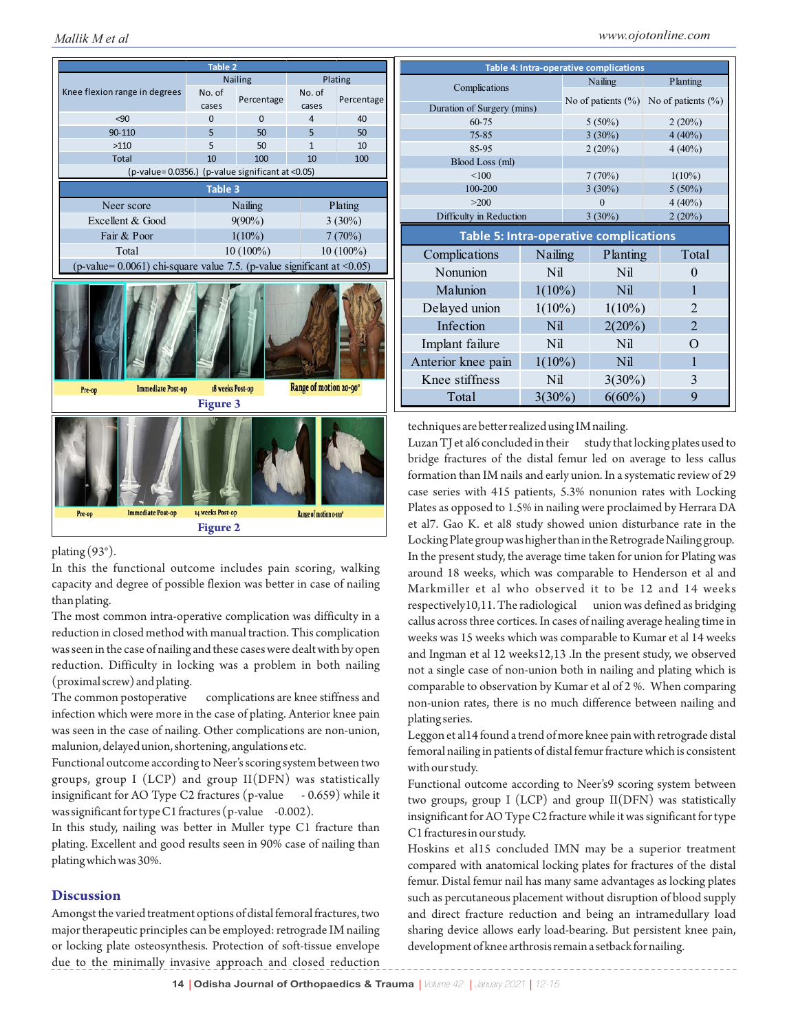**Table 2**

| Knee flexion range in degrees | Nailing | | Plating | |
|---|---|---|---|---|
| | No. of cases | Percentage | No. of cases | Percentage |
| <90 | 0 | 0 | 4 | 40 |
| 90-110 | 5 | 50 | 5 | 50 |
| >110 | 5 | 50 | 1 | 10 |
| Total | 10 | 100 | 10 | 100 |

(p-value= 0.0356.) (p-value significant at <0.05)

**Table 3**

| Neer score | Nailing | Plating |
|---|---|---|
| Excellent & Good | 9(90%) | 3 (30%) |
| Fair & Poor | 1(10%) | 7 (70%) |
| Total | 10 (100%) | 10 (100%) |

(p-value= 0.0061) chi-square value 7.5. (p-value significant at <0.05)

Pre-op | Immediate Post-op | 18 weeks Post-op | Range of motion 20-90°

**Figure 3**

Pre-op | Immediate Post-op | 14 weeks Post-op | Range of motion 0-130°

**Figure 2**

**Table 4: Intra-operative complications**

| Complications | Nailing | Planting |
|---|---|---|
| Duration of Surgery (mins) | No of patients (%) | No of patients (%) |
| 60-75 | 5 (50%) | 2 (20%) |
| 75-85 | 3 (30%) | 4 (40%) |
| 85-95 | 2 (20%) | 4 (40%) |
| Blood Loss (ml) | | |
| <100 | 7 (70%) | 1(10%) |
| 100-200 | 3 (30%) | 5 (50%) |
| >200 | 0 | 4 (40%) |
| Difficulty in Reduction | 3 (30%) | 2 (20%) |

**Table 5: Intra-operative complications**

| Complications | Nailing | Planting | Total |
|---|---|---|---|
| Nonunion | Nil | Nil | 0 |
| Malunion | 1(10%) | Nil | 1 |
| Delayed union | 1(10%) | 1(10%) | 2 |
| Infection | Nil | 2(20%) | 2 |
| Implant failure | Nil | Nil | O |
| Anterior knee pain | 1(10%) | Nil | 1 |
| Knee stiffness | Nil | 3(30%) | 3 |
| Total | 3(30%) | 6(60%) | 9 |

plating (93°).

In this the functional outcome includes pain scoring, walking capacity and degree of possible flexion was better in case of nailing than plating.

The most common intra-operative complication was difficulty in a reduction in closed method with manual traction. This complication was seen in the case of nailing and these cases were dealt with by open reduction. Difficulty in locking was a problem in both nailing (proximal screw) and plating.

The common postoperative complications are knee stiffness and infection which were more in the case of plating. Anterior knee pain was seen in the case of nailing. Other complications are non-union, malunion, delayed union, shortening, angulations etc.

Functional outcome according to Neer's scoring system between two groups, group I (LCP) and group II(DFN) was statistically insignificant for AO Type C2 fractures (p-value - 0.659) while it was significant for type C1 fractures (p-value -0.002).

In this study, nailing was better in Muller type C1 fracture than plating. Excellent and good results seen in 90% case of nailing than plating which was 30%.

## Discussion

Amongst the varied treatment options of distal femoral fractures, two major therapeutic principles can be employed: retrograde IM nailing or locking plate osteosynthesis. Protection of soft-tissue envelope due to the minimally invasive approach and closed reduction techniques are better realized using IM nailing.

Luzan TJ et al6 concluded in their study that locking plates used to bridge fractures of the distal femur led on average to less callus formation than IM nails and early union. In a systematic review of 29 case series with 415 patients, 5.3% nonunion rates with Locking Plates as opposed to 1.5% in nailing were proclaimed by Herrara DA et al7. Gao K. et al8 study showed union disturbance rate in the Locking Plate group was higher than in the Retrograde Nailing group. In the present study, the average time taken for union for Plating was around 18 weeks, which was comparable to Henderson et al and Markmiller et al who observed it to be 12 and 14 weeks respectively10,11. The radiological union was defined as bridging callus across three cortices. In cases of nailing average healing time in weeks was 15 weeks which was comparable to Kumar et al 14 weeks and Ingman et al 12 weeks12,13 .In the present study, we observed not a single case of non-union both in nailing and plating which is comparable to observation by Kumar et al of 2 %. When comparing non-union rates, there is no much difference between nailing and plating series.

Leggon et al14 found a trend of more knee pain with retrograde distal femoral nailing in patients of distal femur fracture which is consistent with our study.

Functional outcome according to Neer's9 scoring system between two groups, group I (LCP) and group II(DFN) was statistically insignificant for AO Type C2 fracture while it was significant for type C1 fractures in our study.

Hoskins et al15 concluded IMN may be a superior treatment compared with anatomical locking plates for fractures of the distal femur. Distal femur nail has many same advantages as locking plates such as percutaneous placement without disruption of blood supply and direct fracture reduction and being an intramedullary load sharing device allows early load-bearing. But persistent knee pain, development of knee arthrosis remain a setback for nailing.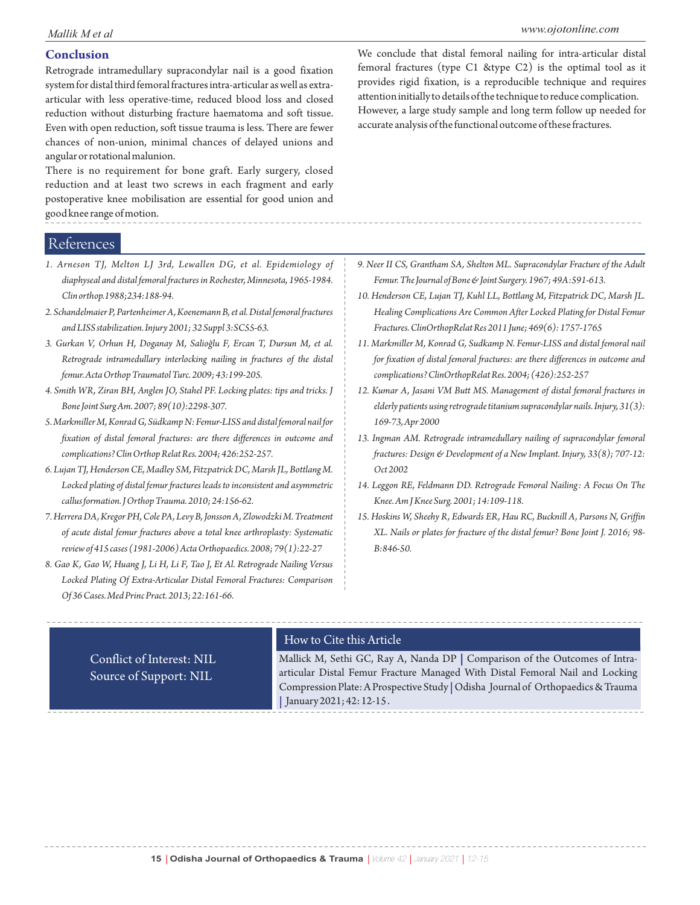## Conclusion

Retrograde intramedullary supracondylar nail is a good fixation system for distal third femoral fractures intra-articular as well as extra-articular with less operative-time, reduced blood loss and closed reduction without disturbing fracture haematoma and soft tissue. Even with open reduction, soft tissue trauma is less. There are fewer chances of non-union, minimal chances of delayed unions and angular or rotational malunion.

There is no requirement for bone graft. Early surgery, closed reduction and at least two screws in each fragment and early postoperative knee mobilisation are essential for good union and good knee range of motion.

We conclude that distal femoral nailing for intra-articular distal femoral fractures (type C1 &type C2) is the optimal tool as it provides rigid fixation, is a reproducible technique and requires attention initially to details of the technique to reduce complication. However, a large study sample and long term follow up needed for accurate analysis of the functional outcome of these fractures.

## References

1. *Arneson TJ, Melton LJ 3rd, Lewallen DG, et al. Epidemiology of diaphyseal and distal femoral fractures in Rochester, Minnesota, 1965-1984. Clin orthop.1988;234:188-94.*
2. *Schandelmaier P, Partenheimer A, Koenemann B, et al. Distal femoral fractures and LISS stabilization. Injury 2001; 32 Suppl 3:SC55-63.*
3. *Gurkan V, Orhun H, Doganay M, Salioğlu F, Ercan T, Dursun M, et al. Retrograde intramedullary interlocking nailing in fractures of the distal femur. Acta Orthop Traumatol Turc. 2009; 43:199-205.*
4. *Smith WR, Ziran BH, Anglen JO, Stahel PF. Locking plates: tips and tricks. J Bone Joint Surg Am. 2007; 89(10):2298-307.*
5. *Markmiller M, Konrad G, Südkamp N: Femur-LISS and distal femoral nail for fixation of distal femoral fractures: are there differences in outcome and complications? Clin Orthop Relat Res. 2004; 426:252-257.*
6. *Lujan TJ, Henderson CE, Madley SM, Fitzpatrick DC, Marsh JL, Bottlang M. Locked plating of distal femur fractures leads to inconsistent and asymmetric callus formation. J Orthop Trauma. 2010; 24:156-62.*
7. *Herrera DA, Kregor PH, Cole PA, Levy B, Jonsson A, Zlowodzki M. Treatment of acute distal femur fractures above a total knee arthroplasty: Systematic review of 415 cases (1981-2006) Acta Orthopaedics. 2008; 79(1):22-27*
8. *Gao K, Gao W, Huang J, Li H, Li F, Tao J, Et Al. Retrograde Nailing Versus Locked Plating Of Extra-Articular Distal Femoral Fractures: Comparison Of 36 Cases. Med Princ Pract. 2013; 22:161-66.*
9. *Neer II CS, Grantham SA, Shelton ML. Supracondylar Fracture of the Adult Femur. The Journal of Bone & Joint Surgery. 1967; 49A:591-613.*
10. *Henderson CE, Lujan TJ, Kuhl LL, Bottlang M, Fitzpatrick DC, Marsh JL. Healing Complications Are Common After Locked Plating for Distal Femur Fractures. ClinOrthopRelat Res 2011 June; 469(6): 1757-1765*
11. *Markmiller M, Konrad G, Sudkamp N. Femur-LISS and distal femoral nail for fixation of distal femoral fractures: are there differences in outcome and complications? ClinOrthopRelat Res. 2004; (426):252-257*
12. *Kumar A, Jasani VM Butt MS. Management of distal femoral fractures in elderly patients using retrograde titanium supracondylar nails. Injury, 31(3): 169-73, Apr 2000*
13. *Ingman AM. Retrograde intramedullary nailing of supracondylar femoral fractures: Design & Development of a New Implant. Injury, 33(8); 707-12: Oct 2002*
14. *Leggon RE, Feldmann DD. Retrograde Femoral Nailing: A Focus On The Knee. Am J Knee Surg. 2001; 14:109-118.*
15. *Hoskins W, Sheehy R, Edwards ER, Hau RC, Bucknill A, Parsons N, Griffin XL. Nails or plates for fracture of the distal femur? Bone Joint J. 2016; 98-B:846-50.*

Conflict of Interest: NIL
Source of Support: NIL

### How to Cite this Article

Mallick M, Sethi GC, Ray A, Nanda DP | Comparison of the Outcomes of Intra-articular Distal Femur Fracture Managed With Distal Femoral Nail and Locking Compression Plate: A Prospective Study | Odisha Journal of Orthopaedics & Trauma | January 2021; 42: 12-15.